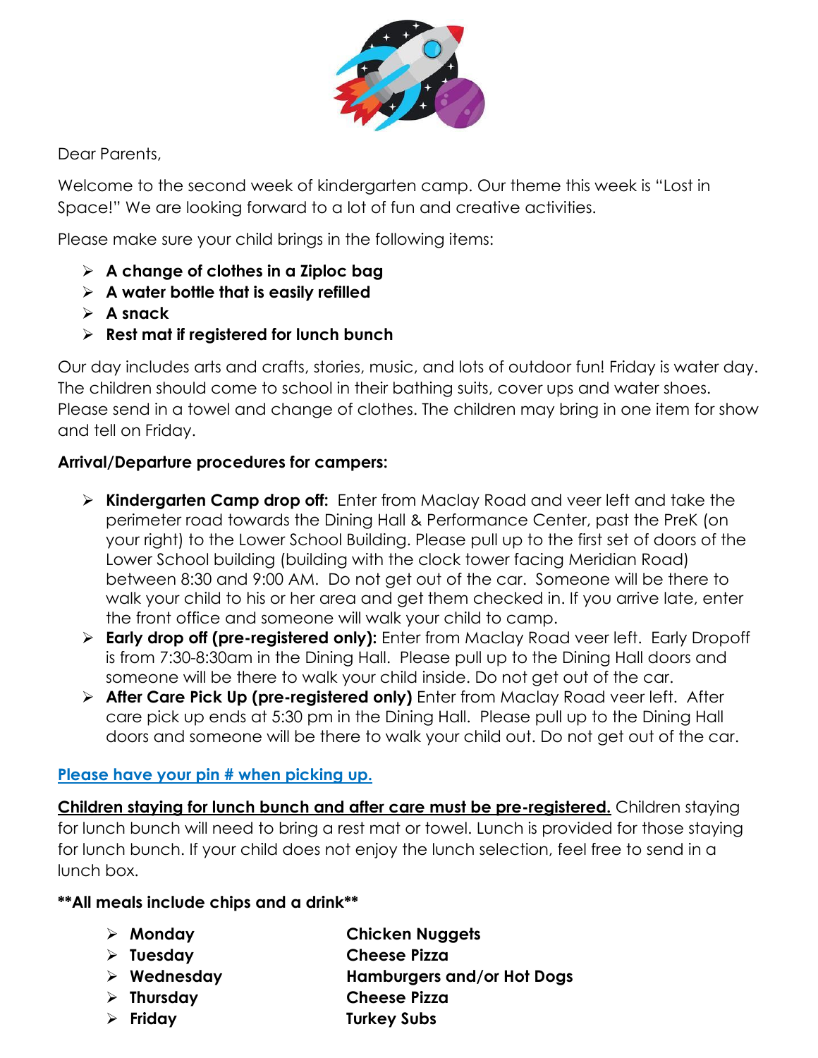Dear Parents,

Welcome to the second week of kindergarten camp. Our theme this week is "Lost in Space!" We are looking forward to a lot of fun and creative activities.

Please make sure your child brings in the following items:

- **A change of clothes in a Ziploc bag**
- **A water bottle that is easily refilled**
- **A snack**
- **Rest mat if registered for lunch bunch**

Our day includes arts and crafts, stories, music, and lots of outdoor fun! Friday is water day. The children should come to school in their bathing suits, cover ups and water shoes. Please send in a towel and change of clothes. The children may bring in one item for show and tell on Friday.

**Arrival/Departure procedures for campers:**

- **Kindergarten Camp drop off:** Enter from Maclay Road and veer left and take the perimeter road towards the Dining Hall & Performance Center, past the PreK (on your right) to the Lower School Building. Please pull up to the first set of doors of the Lower School building (building with the clock tower facing Meridian Road) between 8:30 and 9:00 AM. Do not get out of the car. Someone will be there to walk your child to his or her area and get them checked in. If you arrive late, enter the front office and someone will walk your child to camp.
- **Early drop off (pre-registered only):** Enter from Maclay Road veer left. Early Dropoff is from 7:30-8:30am in the Dining Hall. Please pull up to the Dining Hall doors and someone will be there to walk your child inside. Do not get out of the car.
- **After Care Pick Up (pre-registered only)** Enter from Maclay Road veer left. After care pick up ends at 5:30 pm in the Dining Hall. Please pull up to the Dining Hall doors and someone will be there to walk your child out. Do not get out of the car.

**Please have your pin # when picking up.**

**Children staying for lunch bunch and after care must be pre-registered.** Children staying for lunch bunch will need to bring a rest mat or towel. Lunch is provided for those staying for lunch bunch. If your child does not enjoy the lunch selection, feel free to send in a lunch box.

****All meals include chips and a drink****

| Day | Meal |
|---|---|
| **Monday** | **Chicken Nuggets** |
| **Tuesday** | **Cheese Pizza** |
| **Wednesday** | **Hamburgers and/or Hot Dogs** |
| **Thursday** | **Cheese Pizza** |
| **Friday** | **Turkey Subs** |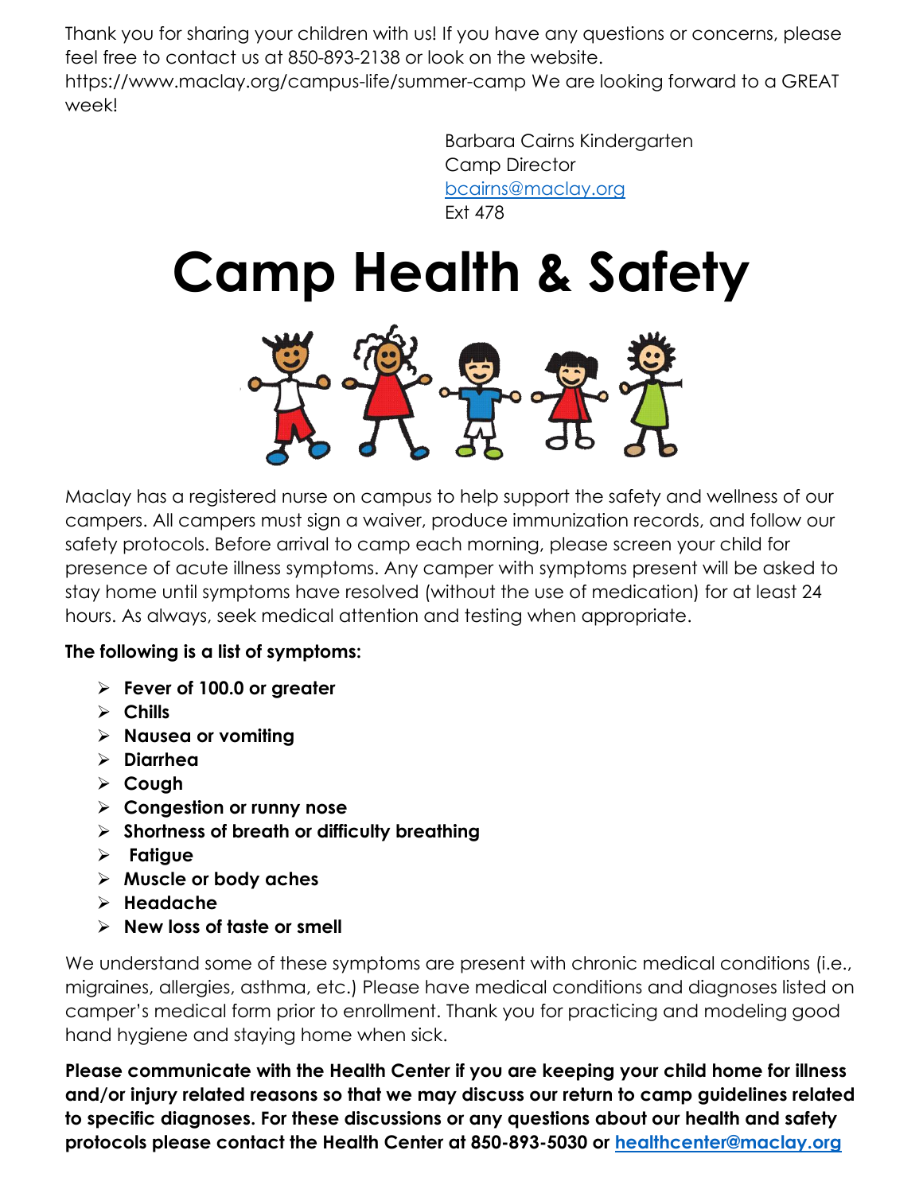Thank you for sharing your children with us! If you have any questions or concerns, please feel free to contact us at 850-893-2138 or look on the website. https://www.maclay.org/campus-life/summer-camp We are looking forward to a GREAT week!

Barbara Cairns Kindergarten
Camp Director
bcairns@maclay.org
Ext 478

# Camp Health & Safety

Maclay has a registered nurse on campus to help support the safety and wellness of our campers. All campers must sign a waiver, produce immunization records, and follow our safety protocols. Before arrival to camp each morning, please screen your child for presence of acute illness symptoms. Any camper with symptoms present will be asked to stay home until symptoms have resolved (without the use of medication) for at least 24 hours. As always, seek medical attention and testing when appropriate.

**The following is a list of symptoms:**

- **Fever of 100.0 or greater**
- **Chills**
- **Nausea or vomiting**
- **Diarrhea**
- **Cough**
- **Congestion or runny nose**
- **Shortness of breath or difficulty breathing**
- **Fatigue**
- **Muscle or body aches**
- **Headache**
- **New loss of taste or smell**

We understand some of these symptoms are present with chronic medical conditions (i.e., migraines, allergies, asthma, etc.) Please have medical conditions and diagnoses listed on camper's medical form prior to enrollment. Thank you for practicing and modeling good hand hygiene and staying home when sick.

**Please communicate with the Health Center if you are keeping your child home for illness and/or injury related reasons so that we may discuss our return to camp guidelines related to specific diagnoses. For these discussions or any questions about our health and safety protocols please contact the Health Center at 850-893-5030 or healthcenter@maclay.org**